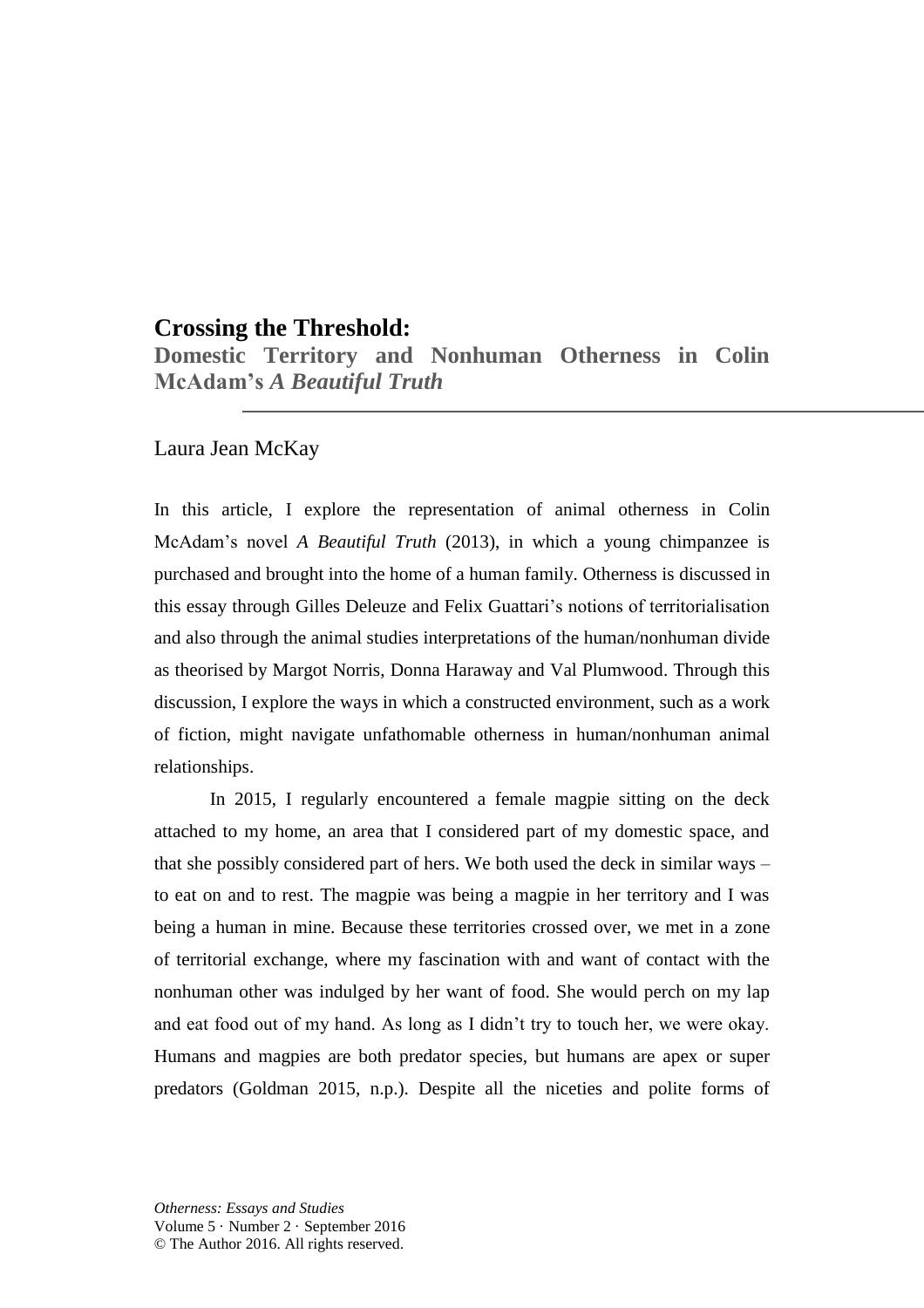# Crossing the Threshold:

## Domestic Territory and Nonhuman Otherness in Colin McAdam's *A Beautiful Truth*

Laura Jean McKay

In this article, I explore the representation of animal otherness in Colin McAdam's novel *A Beautiful Truth* (2013), in which a young chimpanzee is purchased and brought into the home of a human family. Otherness is discussed in this essay through Gilles Deleuze and Felix Guattari's notions of territorialisation and also through the animal studies interpretations of the human/nonhuman divide as theorised by Margot Norris, Donna Haraway and Val Plumwood. Through this discussion, I explore the ways in which a constructed environment, such as a work of fiction, might navigate unfathomable otherness in human/nonhuman animal relationships.

In 2015, I regularly encountered a female magpie sitting on the deck attached to my home, an area that I considered part of my domestic space, and that she possibly considered part of hers. We both used the deck in similar ways – to eat on and to rest. The magpie was being a magpie in her territory and I was being a human in mine. Because these territories crossed over, we met in a zone of territorial exchange, where my fascination with and want of contact with the nonhuman other was indulged by her want of food. She would perch on my lap and eat food out of my hand. As long as I didn't try to touch her, we were okay. Humans and magpies are both predator species, but humans are apex or super predators (Goldman 2015, n.p.). Despite all the niceties and polite forms of

*Otherness: Essays and Studies*
Volume 5 · Number 2 · September 2016
© The Author 2016. All rights reserved.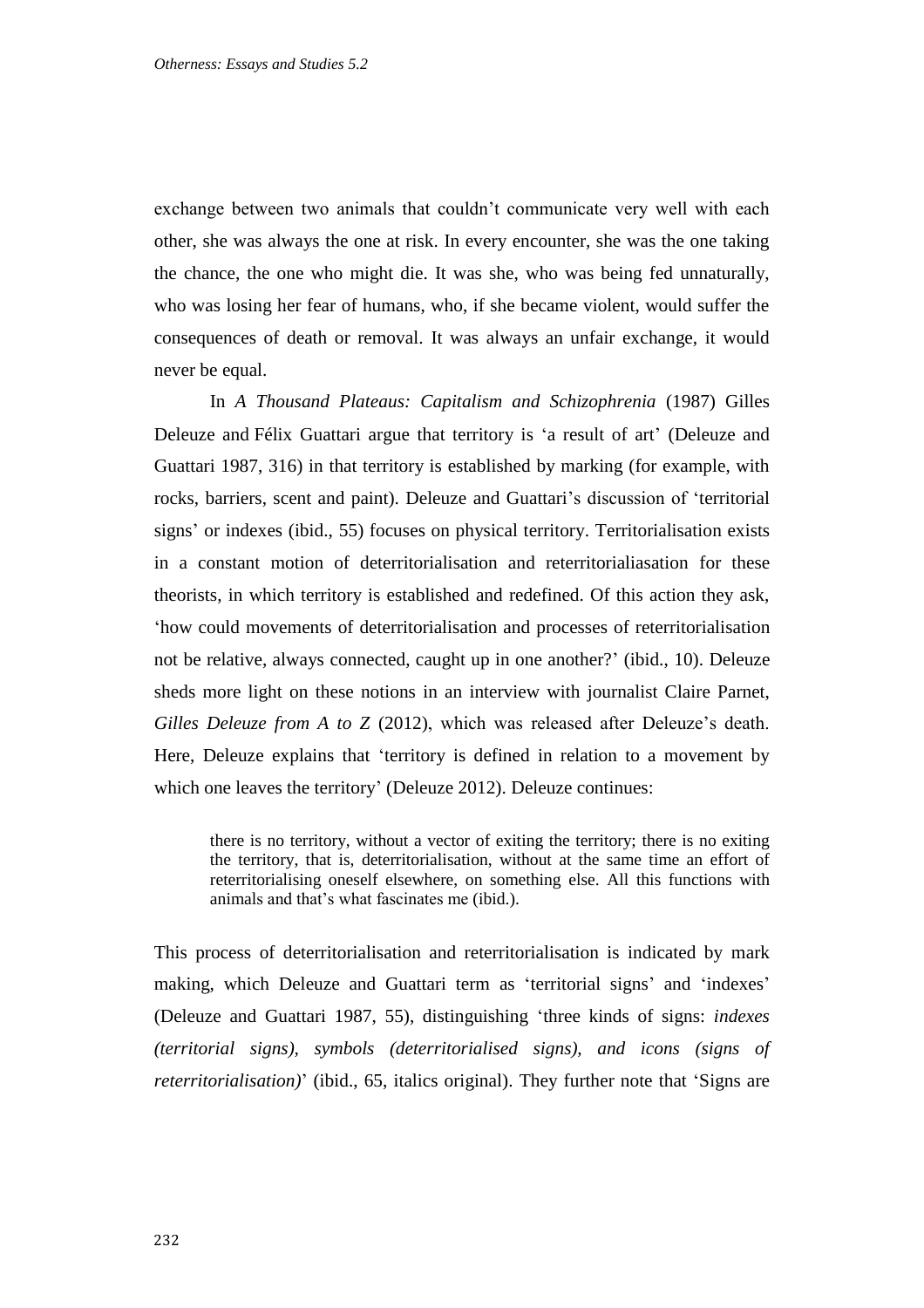exchange between two animals that couldn't communicate very well with each other, she was always the one at risk. In every encounter, she was the one taking the chance, the one who might die. It was she, who was being fed unnaturally, who was losing her fear of humans, who, if she became violent, would suffer the consequences of death or removal. It was always an unfair exchange, it would never be equal.

In *A Thousand Plateaus: Capitalism and Schizophrenia* (1987) Gilles Deleuze and Félix Guattari argue that territory is 'a result of art' (Deleuze and Guattari 1987, 316) in that territory is established by marking (for example, with rocks, barriers, scent and paint). Deleuze and Guattari's discussion of 'territorial signs' or indexes (ibid., 55) focuses on physical territory. Territorialisation exists in a constant motion of deterritorialisation and reterritorialiasation for these theorists, in which territory is established and redefined. Of this action they ask, 'how could movements of deterritorialisation and processes of reterritorialisation not be relative, always connected, caught up in one another?' (ibid., 10). Deleuze sheds more light on these notions in an interview with journalist Claire Parnet, *Gilles Deleuze from A to Z* (2012), which was released after Deleuze's death. Here, Deleuze explains that 'territory is defined in relation to a movement by which one leaves the territory' (Deleuze 2012). Deleuze continues:

> there is no territory, without a vector of exiting the territory; there is no exiting the territory, that is, deterritorialisation, without at the same time an effort of reterritorialising oneself elsewhere, on something else. All this functions with animals and that's what fascinates me (ibid.).

This process of deterritorialisation and reterritorialisation is indicated by mark making, which Deleuze and Guattari term as 'territorial signs' and 'indexes' (Deleuze and Guattari 1987, 55), distinguishing 'three kinds of signs: *indexes (territorial signs), symbols (deterritorialised signs), and icons (signs of reterritorialisation)*' (ibid., 65, italics original). They further note that 'Signs are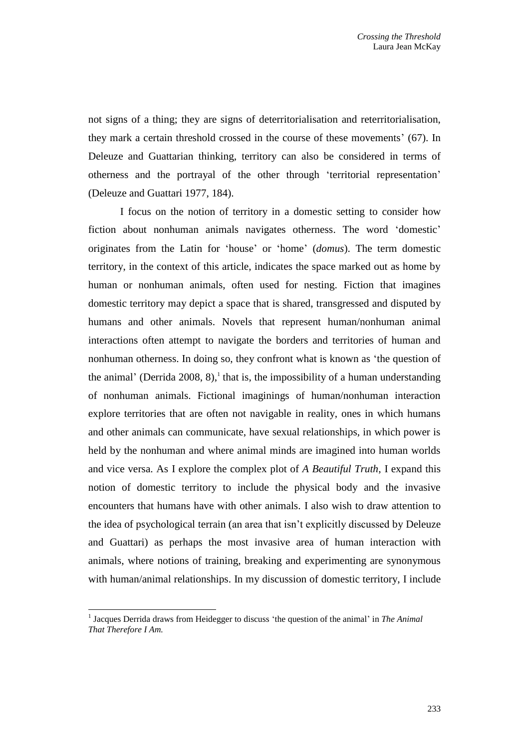not signs of a thing; they are signs of deterritorialisation and reterritorialisation, they mark a certain threshold crossed in the course of these movements' (67). In Deleuze and Guattarian thinking, territory can also be considered in terms of otherness and the portrayal of the other through 'territorial representation' (Deleuze and Guattari 1977, 184).

I focus on the notion of territory in a domestic setting to consider how fiction about nonhuman animals navigates otherness. The word 'domestic' originates from the Latin for 'house' or 'home' (*domus*). The term domestic territory, in the context of this article, indicates the space marked out as home by human or nonhuman animals, often used for nesting. Fiction that imagines domestic territory may depict a space that is shared, transgressed and disputed by humans and other animals. Novels that represent human/nonhuman animal interactions often attempt to navigate the borders and territories of human and nonhuman otherness. In doing so, they confront what is known as 'the question of the animal' (Derrida 2008, 8),[1] that is, the impossibility of a human understanding of nonhuman animals. Fictional imaginings of human/nonhuman interaction explore territories that are often not navigable in reality, ones in which humans and other animals can communicate, have sexual relationships, in which power is held by the nonhuman and where animal minds are imagined into human worlds and vice versa. As I explore the complex plot of *A Beautiful Truth*, I expand this notion of domestic territory to include the physical body and the invasive encounters that humans have with other animals. I also wish to draw attention to the idea of psychological terrain (an area that isn't explicitly discussed by Deleuze and Guattari) as perhaps the most invasive area of human interaction with animals, where notions of training, breaking and experimenting are synonymous with human/animal relationships. In my discussion of domestic territory, I include

[1] Jacques Derrida draws from Heidegger to discuss 'the question of the animal' in *The Animal That Therefore I Am.*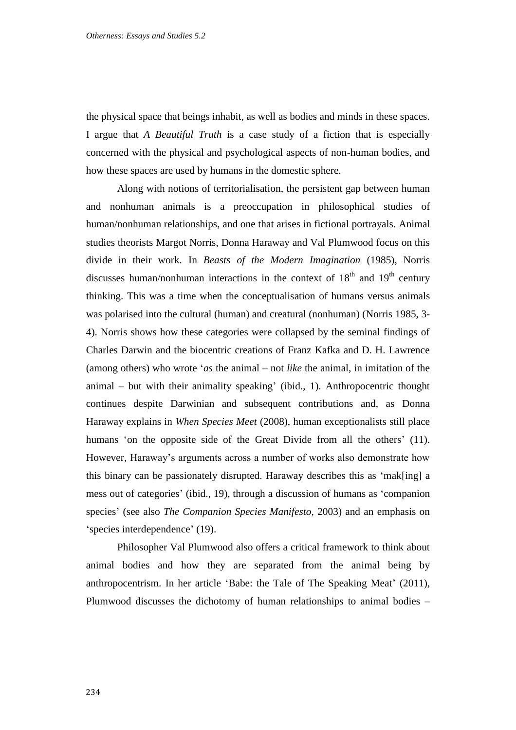the physical space that beings inhabit, as well as bodies and minds in these spaces. I argue that *A Beautiful Truth* is a case study of a fiction that is especially concerned with the physical and psychological aspects of non-human bodies, and how these spaces are used by humans in the domestic sphere.

Along with notions of territorialisation, the persistent gap between human and nonhuman animals is a preoccupation in philosophical studies of human/nonhuman relationships, and one that arises in fictional portrayals. Animal studies theorists Margot Norris, Donna Haraway and Val Plumwood focus on this divide in their work. In *Beasts of the Modern Imagination* (1985), Norris discusses human/nonhuman interactions in the context of 18th and 19th century thinking. This was a time when the conceptualisation of humans versus animals was polarised into the cultural (human) and creatural (nonhuman) (Norris 1985, 3-4). Norris shows how these categories were collapsed by the seminal findings of Charles Darwin and the biocentric creations of Franz Kafka and D. H. Lawrence (among others) who wrote '*as* the animal – not *like* the animal, in imitation of the animal – but with their animality speaking' (ibid., 1). Anthropocentric thought continues despite Darwinian and subsequent contributions and, as Donna Haraway explains in *When Species Meet* (2008), human exceptionalists still place humans 'on the opposite side of the Great Divide from all the others' (11). However, Haraway's arguments across a number of works also demonstrate how this binary can be passionately disrupted. Haraway describes this as 'mak[ing] a mess out of categories' (ibid., 19), through a discussion of humans as 'companion species' (see also *The Companion Species Manifesto*, 2003) and an emphasis on 'species interdependence' (19).

Philosopher Val Plumwood also offers a critical framework to think about animal bodies and how they are separated from the animal being by anthropocentrism. In her article 'Babe: the Tale of The Speaking Meat' (2011), Plumwood discusses the dichotomy of human relationships to animal bodies –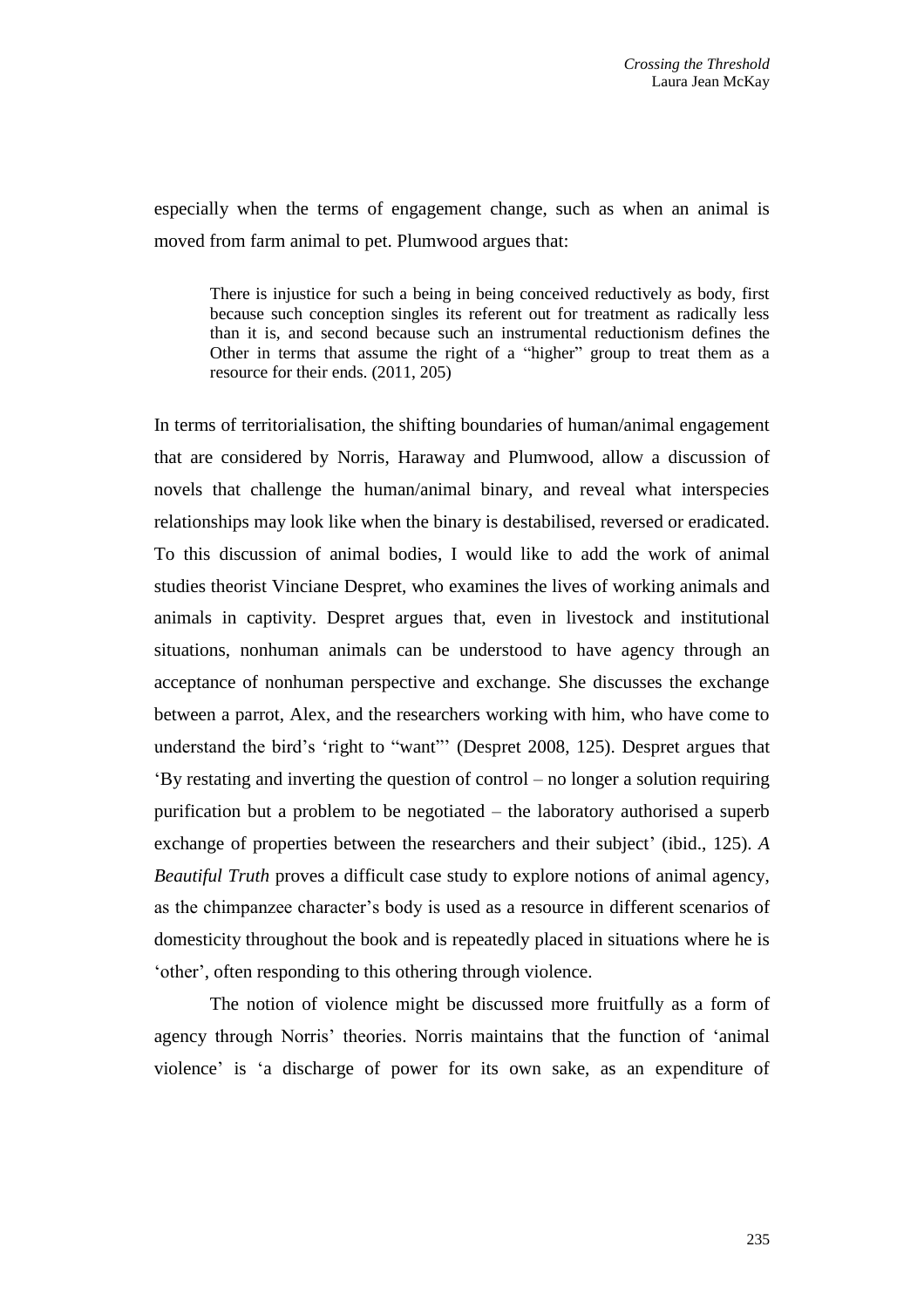especially when the terms of engagement change, such as when an animal is moved from farm animal to pet. Plumwood argues that:

> There is injustice for such a being in being conceived reductively as body, first because such conception singles its referent out for treatment as radically less than it is, and second because such an instrumental reductionism defines the Other in terms that assume the right of a "higher" group to treat them as a resource for their ends. (2011, 205)

In terms of territorialisation, the shifting boundaries of human/animal engagement that are considered by Norris, Haraway and Plumwood, allow a discussion of novels that challenge the human/animal binary, and reveal what interspecies relationships may look like when the binary is destabilised, reversed or eradicated. To this discussion of animal bodies, I would like to add the work of animal studies theorist Vinciane Despret, who examines the lives of working animals and animals in captivity. Despret argues that, even in livestock and institutional situations, nonhuman animals can be understood to have agency through an acceptance of nonhuman perspective and exchange. She discusses the exchange between a parrot, Alex, and the researchers working with him, who have come to understand the bird's 'right to "want"' (Despret 2008, 125). Despret argues that 'By restating and inverting the question of control – no longer a solution requiring purification but a problem to be negotiated – the laboratory authorised a superb exchange of properties between the researchers and their subject' (ibid., 125). *A Beautiful Truth* proves a difficult case study to explore notions of animal agency, as the chimpanzee character's body is used as a resource in different scenarios of domesticity throughout the book and is repeatedly placed in situations where he is 'other', often responding to this othering through violence.

The notion of violence might be discussed more fruitfully as a form of agency through Norris' theories. Norris maintains that the function of 'animal violence' is 'a discharge of power for its own sake, as an expenditure of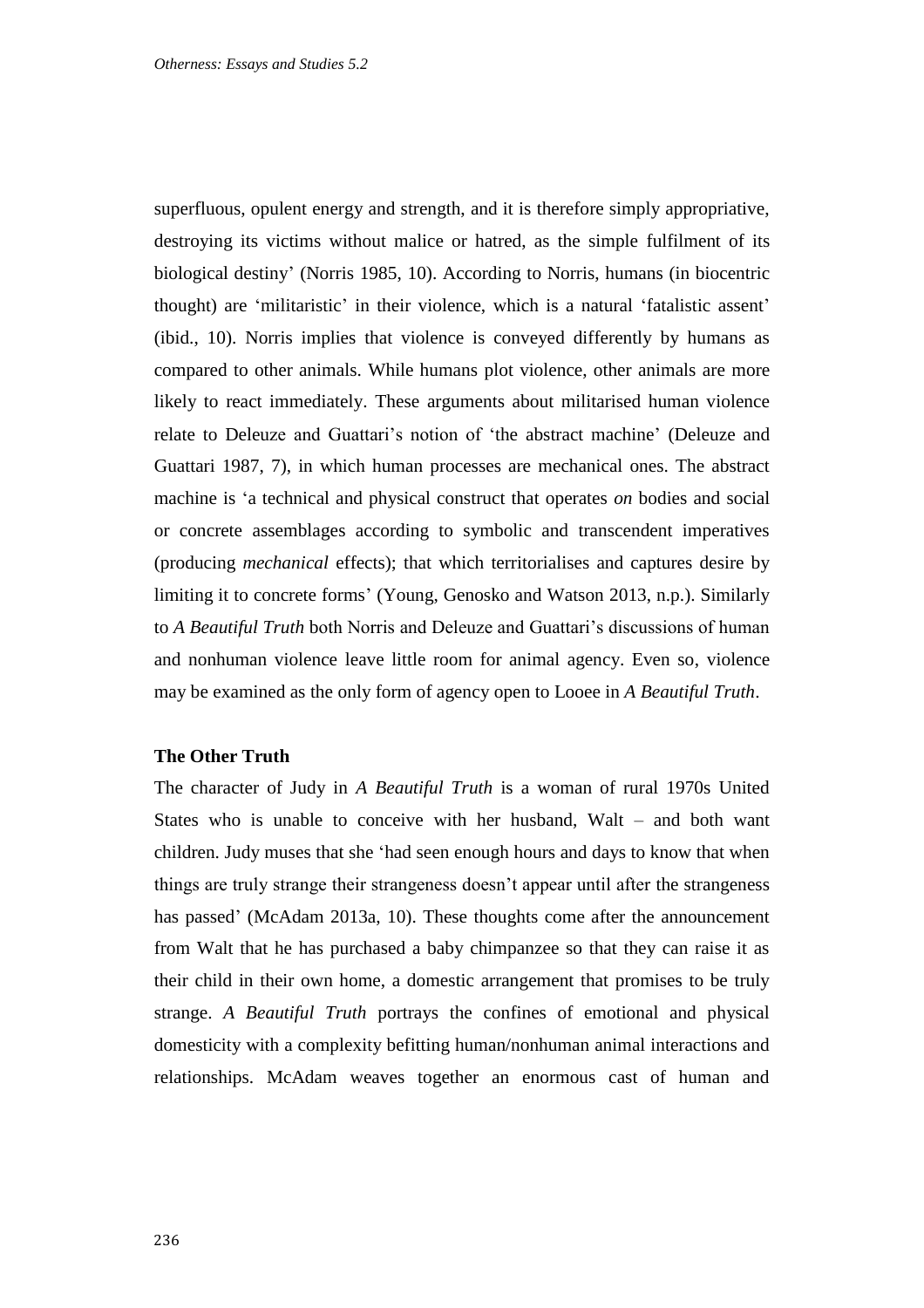superfluous, opulent energy and strength, and it is therefore simply appropriative, destroying its victims without malice or hatred, as the simple fulfilment of its biological destiny' (Norris 1985, 10). According to Norris, humans (in biocentric thought) are 'militaristic' in their violence, which is a natural 'fatalistic assent' (ibid., 10). Norris implies that violence is conveyed differently by humans as compared to other animals. While humans plot violence, other animals are more likely to react immediately. These arguments about militarised human violence relate to Deleuze and Guattari's notion of 'the abstract machine' (Deleuze and Guattari 1987, 7), in which human processes are mechanical ones. The abstract machine is 'a technical and physical construct that operates *on* bodies and social or concrete assemblages according to symbolic and transcendent imperatives (producing *mechanical* effects); that which territorialises and captures desire by limiting it to concrete forms' (Young, Genosko and Watson 2013, n.p.). Similarly to *A Beautiful Truth* both Norris and Deleuze and Guattari's discussions of human and nonhuman violence leave little room for animal agency. Even so, violence may be examined as the only form of agency open to Looee in *A Beautiful Truth*.

### The Other Truth

The character of Judy in *A Beautiful Truth* is a woman of rural 1970s United States who is unable to conceive with her husband, Walt – and both want children. Judy muses that she 'had seen enough hours and days to know that when things are truly strange their strangeness doesn't appear until after the strangeness has passed' (McAdam 2013a, 10). These thoughts come after the announcement from Walt that he has purchased a baby chimpanzee so that they can raise it as their child in their own home, a domestic arrangement that promises to be truly strange. *A Beautiful Truth* portrays the confines of emotional and physical domesticity with a complexity befitting human/nonhuman animal interactions and relationships. McAdam weaves together an enormous cast of human and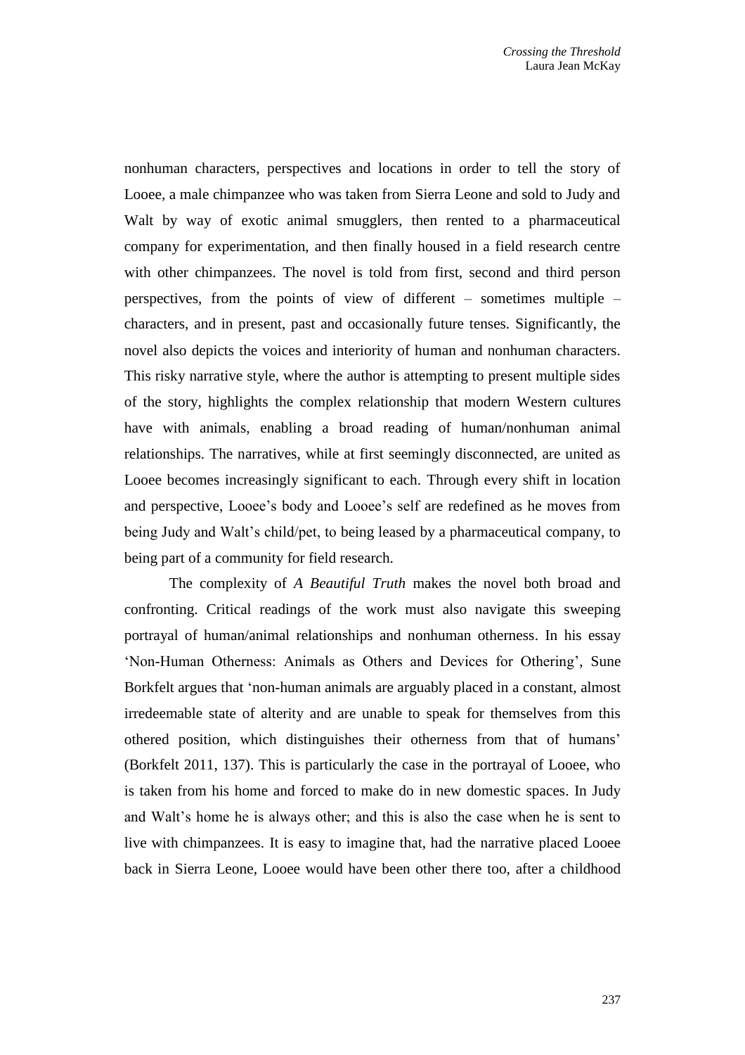nonhuman characters, perspectives and locations in order to tell the story of Looee, a male chimpanzee who was taken from Sierra Leone and sold to Judy and Walt by way of exotic animal smugglers, then rented to a pharmaceutical company for experimentation, and then finally housed in a field research centre with other chimpanzees. The novel is told from first, second and third person perspectives, from the points of view of different – sometimes multiple – characters, and in present, past and occasionally future tenses. Significantly, the novel also depicts the voices and interiority of human and nonhuman characters. This risky narrative style, where the author is attempting to present multiple sides of the story, highlights the complex relationship that modern Western cultures have with animals, enabling a broad reading of human/nonhuman animal relationships. The narratives, while at first seemingly disconnected, are united as Looee becomes increasingly significant to each. Through every shift in location and perspective, Looee's body and Looee's self are redefined as he moves from being Judy and Walt's child/pet, to being leased by a pharmaceutical company, to being part of a community for field research.

The complexity of *A Beautiful Truth* makes the novel both broad and confronting. Critical readings of the work must also navigate this sweeping portrayal of human/animal relationships and nonhuman otherness. In his essay 'Non-Human Otherness: Animals as Others and Devices for Othering', Sune Borkfelt argues that 'non-human animals are arguably placed in a constant, almost irredeemable state of alterity and are unable to speak for themselves from this othered position, which distinguishes their otherness from that of humans' (Borkfelt 2011, 137). This is particularly the case in the portrayal of Looee, who is taken from his home and forced to make do in new domestic spaces. In Judy and Walt's home he is always other; and this is also the case when he is sent to live with chimpanzees. It is easy to imagine that, had the narrative placed Looee back in Sierra Leone, Looee would have been other there too, after a childhood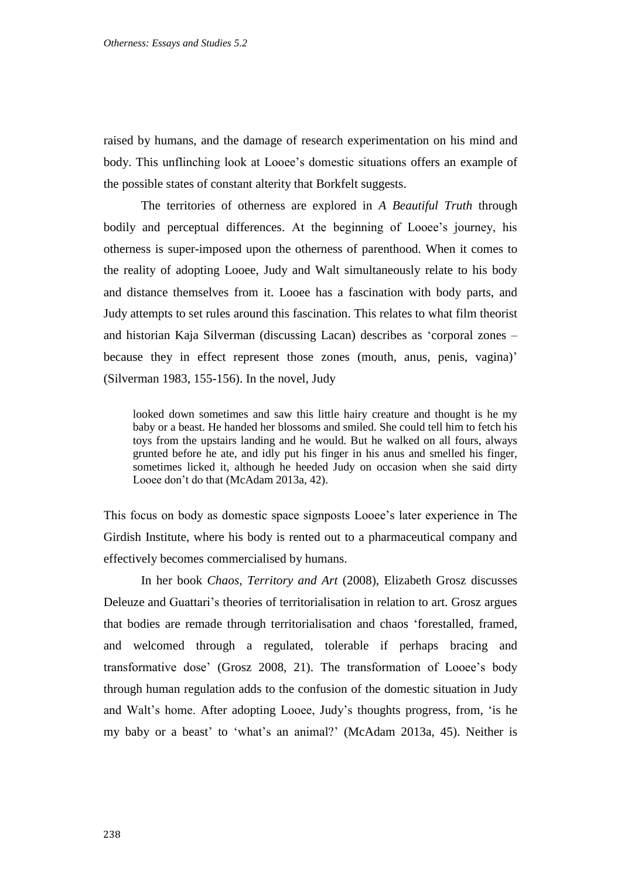raised by humans, and the damage of research experimentation on his mind and body. This unflinching look at Looee's domestic situations offers an example of the possible states of constant alterity that Borkfelt suggests.

The territories of otherness are explored in *A Beautiful Truth* through bodily and perceptual differences. At the beginning of Looee's journey, his otherness is super-imposed upon the otherness of parenthood. When it comes to the reality of adopting Looee, Judy and Walt simultaneously relate to his body and distance themselves from it. Looee has a fascination with body parts, and Judy attempts to set rules around this fascination. This relates to what film theorist and historian Kaja Silverman (discussing Lacan) describes as 'corporal zones – because they in effect represent those zones (mouth, anus, penis, vagina)' (Silverman 1983, 155-156). In the novel, Judy

> looked down sometimes and saw this little hairy creature and thought is he my baby or a beast. He handed her blossoms and smiled. She could tell him to fetch his toys from the upstairs landing and he would. But he walked on all fours, always grunted before he ate, and idly put his finger in his anus and smelled his finger, sometimes licked it, although he heeded Judy on occasion when she said dirty Looee don't do that (McAdam 2013a, 42).

This focus on body as domestic space signposts Looee's later experience in The Girdish Institute, where his body is rented out to a pharmaceutical company and effectively becomes commercialised by humans.

In her book *Chaos, Territory and Art* (2008), Elizabeth Grosz discusses Deleuze and Guattari's theories of territorialisation in relation to art. Grosz argues that bodies are remade through territorialisation and chaos 'forestalled, framed, and welcomed through a regulated, tolerable if perhaps bracing and transformative dose' (Grosz 2008, 21). The transformation of Looee's body through human regulation adds to the confusion of the domestic situation in Judy and Walt's home. After adopting Looee, Judy's thoughts progress, from, 'is he my baby or a beast' to 'what's an animal?' (McAdam 2013a, 45). Neither is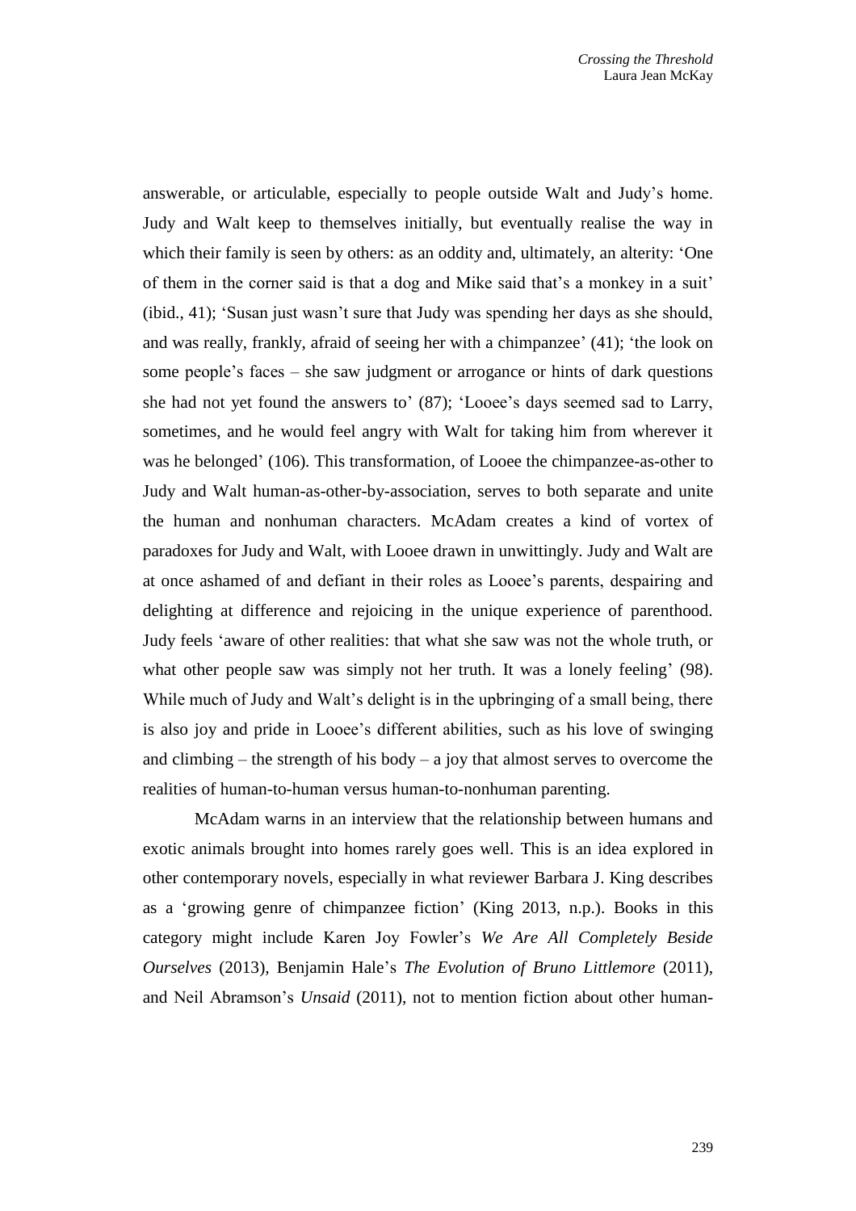answerable, or articulable, especially to people outside Walt and Judy's home. Judy and Walt keep to themselves initially, but eventually realise the way in which their family is seen by others: as an oddity and, ultimately, an alterity: 'One of them in the corner said is that a dog and Mike said that's a monkey in a suit' (ibid., 41); 'Susan just wasn't sure that Judy was spending her days as she should, and was really, frankly, afraid of seeing her with a chimpanzee' (41); 'the look on some people's faces – she saw judgment or arrogance or hints of dark questions she had not yet found the answers to' (87); 'Looee's days seemed sad to Larry, sometimes, and he would feel angry with Walt for taking him from wherever it was he belonged' (106). This transformation, of Looee the chimpanzee-as-other to Judy and Walt human-as-other-by-association, serves to both separate and unite the human and nonhuman characters. McAdam creates a kind of vortex of paradoxes for Judy and Walt, with Looee drawn in unwittingly. Judy and Walt are at once ashamed of and defiant in their roles as Looee's parents, despairing and delighting at difference and rejoicing in the unique experience of parenthood. Judy feels 'aware of other realities: that what she saw was not the whole truth, or what other people saw was simply not her truth. It was a lonely feeling' (98). While much of Judy and Walt's delight is in the upbringing of a small being, there is also joy and pride in Looee's different abilities, such as his love of swinging and climbing – the strength of his body – a joy that almost serves to overcome the realities of human-to-human versus human-to-nonhuman parenting.

McAdam warns in an interview that the relationship between humans and exotic animals brought into homes rarely goes well. This is an idea explored in other contemporary novels, especially in what reviewer Barbara J. King describes as a 'growing genre of chimpanzee fiction' (King 2013, n.p.). Books in this category might include Karen Joy Fowler's *We Are All Completely Beside Ourselves* (2013), Benjamin Hale's *The Evolution of Bruno Littlemore* (2011), and Neil Abramson's *Unsaid* (2011), not to mention fiction about other human-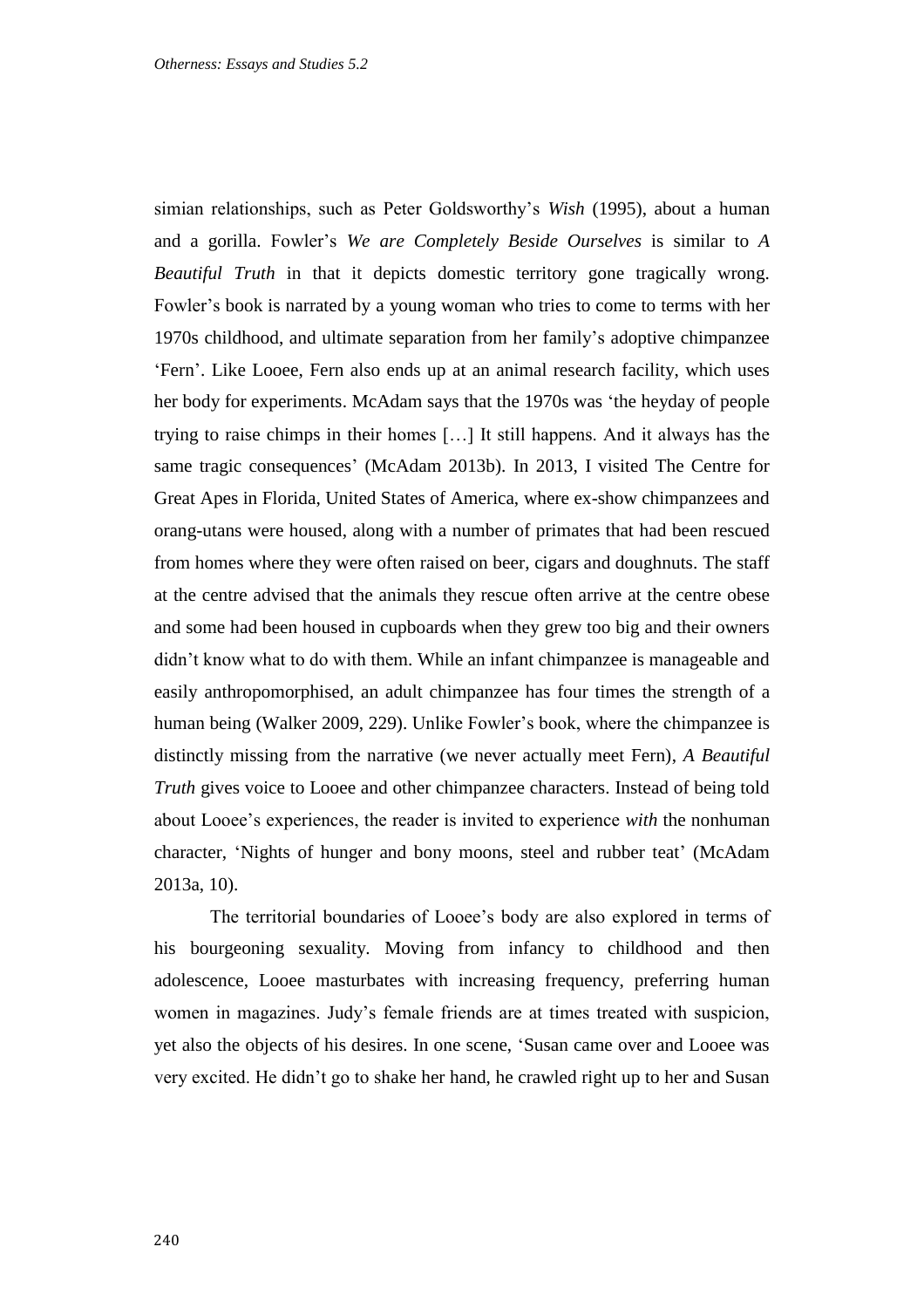simian relationships, such as Peter Goldsworthy's *Wish* (1995), about a human and a gorilla. Fowler's *We are Completely Beside Ourselves* is similar to *A Beautiful Truth* in that it depicts domestic territory gone tragically wrong. Fowler's book is narrated by a young woman who tries to come to terms with her 1970s childhood, and ultimate separation from her family's adoptive chimpanzee 'Fern'. Like Looee, Fern also ends up at an animal research facility, which uses her body for experiments. McAdam says that the 1970s was 'the heyday of people trying to raise chimps in their homes […] It still happens. And it always has the same tragic consequences' (McAdam 2013b). In 2013, I visited The Centre for Great Apes in Florida, United States of America, where ex-show chimpanzees and orang-utans were housed, along with a number of primates that had been rescued from homes where they were often raised on beer, cigars and doughnuts. The staff at the centre advised that the animals they rescue often arrive at the centre obese and some had been housed in cupboards when they grew too big and their owners didn't know what to do with them. While an infant chimpanzee is manageable and easily anthropomorphised, an adult chimpanzee has four times the strength of a human being (Walker 2009, 229). Unlike Fowler's book, where the chimpanzee is distinctly missing from the narrative (we never actually meet Fern), *A Beautiful Truth* gives voice to Looee and other chimpanzee characters. Instead of being told about Looee's experiences, the reader is invited to experience *with* the nonhuman character, 'Nights of hunger and bony moons, steel and rubber teat' (McAdam 2013a, 10).

The territorial boundaries of Looee's body are also explored in terms of his bourgeoning sexuality. Moving from infancy to childhood and then adolescence, Looee masturbates with increasing frequency, preferring human women in magazines. Judy's female friends are at times treated with suspicion, yet also the objects of his desires. In one scene, 'Susan came over and Looee was very excited. He didn't go to shake her hand, he crawled right up to her and Susan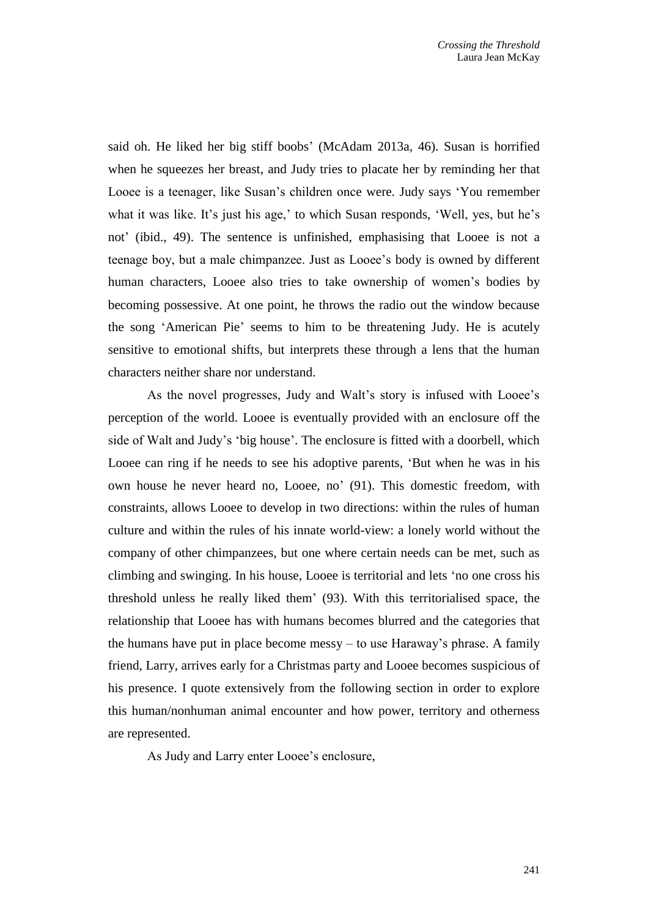said oh. He liked her big stiff boobs' (McAdam 2013a, 46). Susan is horrified when he squeezes her breast, and Judy tries to placate her by reminding her that Looee is a teenager, like Susan's children once were. Judy says 'You remember what it was like. It's just his age,' to which Susan responds, 'Well, yes, but he's not' (ibid., 49). The sentence is unfinished, emphasising that Looee is not a teenage boy, but a male chimpanzee. Just as Looee's body is owned by different human characters, Looee also tries to take ownership of women's bodies by becoming possessive. At one point, he throws the radio out the window because the song 'American Pie' seems to him to be threatening Judy. He is acutely sensitive to emotional shifts, but interprets these through a lens that the human characters neither share nor understand.

As the novel progresses, Judy and Walt's story is infused with Looee's perception of the world. Looee is eventually provided with an enclosure off the side of Walt and Judy's 'big house'. The enclosure is fitted with a doorbell, which Looee can ring if he needs to see his adoptive parents, 'But when he was in his own house he never heard no, Looee, no' (91). This domestic freedom, with constraints, allows Looee to develop in two directions: within the rules of human culture and within the rules of his innate world-view: a lonely world without the company of other chimpanzees, but one where certain needs can be met, such as climbing and swinging. In his house, Looee is territorial and lets 'no one cross his threshold unless he really liked them' (93). With this territorialised space, the relationship that Looee has with humans becomes blurred and the categories that the humans have put in place become messy – to use Haraway's phrase. A family friend, Larry, arrives early for a Christmas party and Looee becomes suspicious of his presence. I quote extensively from the following section in order to explore this human/nonhuman animal encounter and how power, territory and otherness are represented.

As Judy and Larry enter Looee's enclosure,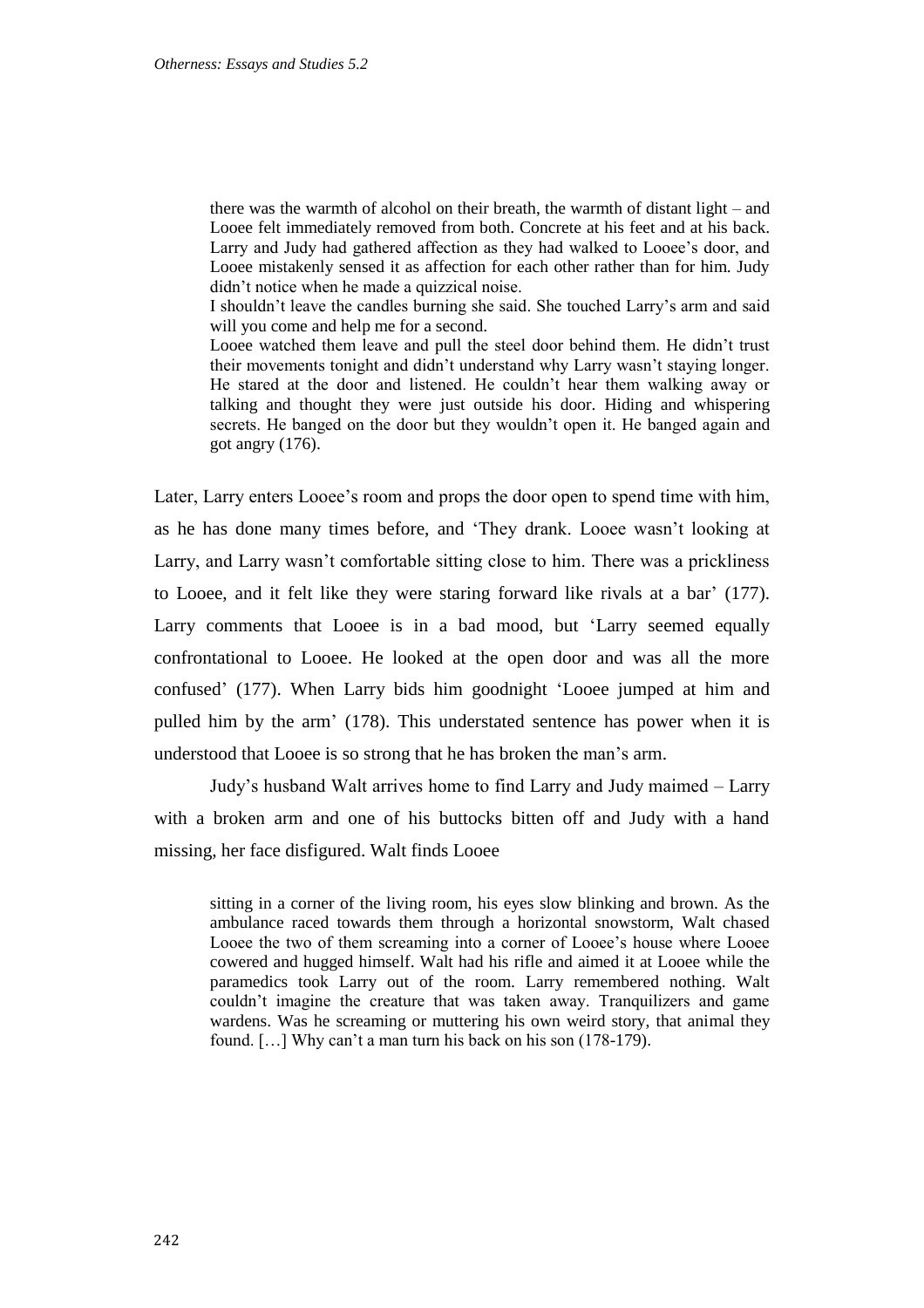> there was the warmth of alcohol on their breath, the warmth of distant light – and Looee felt immediately removed from both. Concrete at his feet and at his back. Larry and Judy had gathered affection as they had walked to Looee's door, and Looee mistakenly sensed it as affection for each other rather than for him. Judy didn't notice when he made a quizzical noise.
>
> I shouldn't leave the candles burning she said. She touched Larry's arm and said will you come and help me for a second.
>
> Looee watched them leave and pull the steel door behind them. He didn't trust their movements tonight and didn't understand why Larry wasn't staying longer. He stared at the door and listened. He couldn't hear them walking away or talking and thought they were just outside his door. Hiding and whispering secrets. He banged on the door but they wouldn't open it. He banged again and got angry (176).

Later, Larry enters Looee's room and props the door open to spend time with him, as he has done many times before, and 'They drank. Looee wasn't looking at Larry, and Larry wasn't comfortable sitting close to him. There was a prickliness to Looee, and it felt like they were staring forward like rivals at a bar' (177). Larry comments that Looee is in a bad mood, but 'Larry seemed equally confrontational to Looee. He looked at the open door and was all the more confused' (177). When Larry bids him goodnight 'Looee jumped at him and pulled him by the arm' (178). This understated sentence has power when it is understood that Looee is so strong that he has broken the man's arm.

Judy's husband Walt arrives home to find Larry and Judy maimed – Larry with a broken arm and one of his buttocks bitten off and Judy with a hand missing, her face disfigured. Walt finds Looee

> sitting in a corner of the living room, his eyes slow blinking and brown. As the ambulance raced towards them through a horizontal snowstorm, Walt chased Looee the two of them screaming into a corner of Looee's house where Looee cowered and hugged himself. Walt had his rifle and aimed it at Looee while the paramedics took Larry out of the room. Larry remembered nothing. Walt couldn't imagine the creature that was taken away. Tranquilizers and game wardens. Was he screaming or muttering his own weird story, that animal they found. […] Why can't a man turn his back on his son (178-179).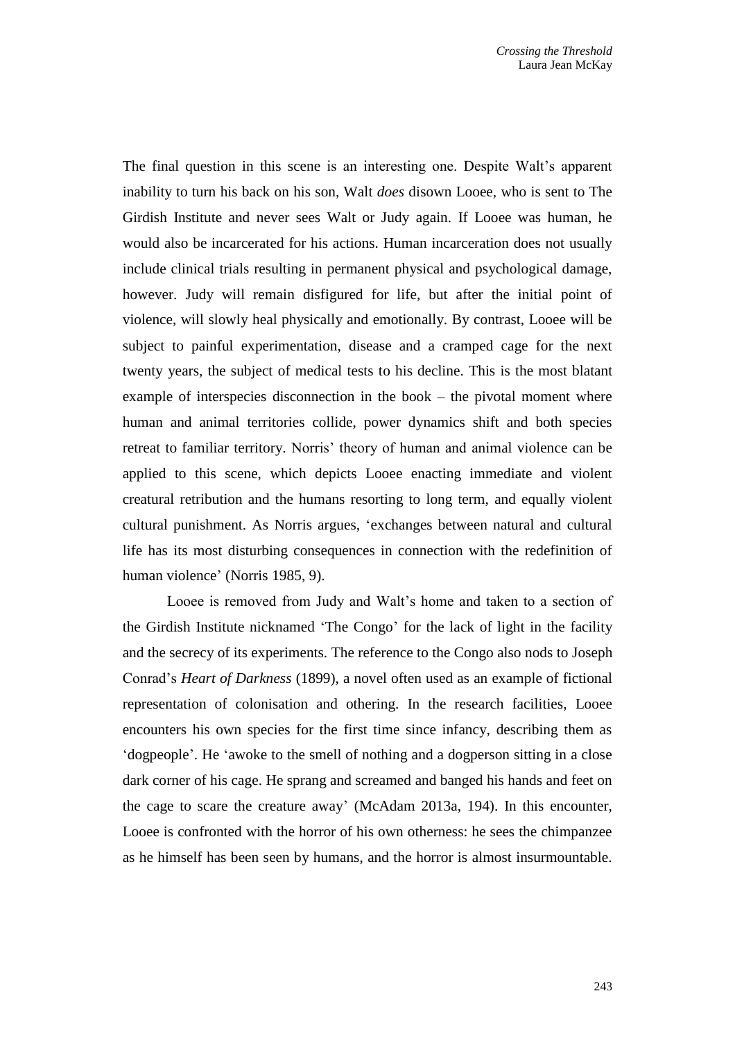The final question in this scene is an interesting one. Despite Walt's apparent inability to turn his back on his son, Walt *does* disown Looee, who is sent to The Girdish Institute and never sees Walt or Judy again. If Looee was human, he would also be incarcerated for his actions. Human incarceration does not usually include clinical trials resulting in permanent physical and psychological damage, however. Judy will remain disfigured for life, but after the initial point of violence, will slowly heal physically and emotionally. By contrast, Looee will be subject to painful experimentation, disease and a cramped cage for the next twenty years, the subject of medical tests to his decline. This is the most blatant example of interspecies disconnection in the book – the pivotal moment where human and animal territories collide, power dynamics shift and both species retreat to familiar territory. Norris' theory of human and animal violence can be applied to this scene, which depicts Looee enacting immediate and violent creatural retribution and the humans resorting to long term, and equally violent cultural punishment. As Norris argues, 'exchanges between natural and cultural life has its most disturbing consequences in connection with the redefinition of human violence' (Norris 1985, 9).

Looee is removed from Judy and Walt's home and taken to a section of the Girdish Institute nicknamed 'The Congo' for the lack of light in the facility and the secrecy of its experiments. The reference to the Congo also nods to Joseph Conrad's *Heart of Darkness* (1899), a novel often used as an example of fictional representation of colonisation and othering. In the research facilities, Looee encounters his own species for the first time since infancy, describing them as 'dogpeople'. He 'awoke to the smell of nothing and a dogperson sitting in a close dark corner of his cage. He sprang and screamed and banged his hands and feet on the cage to scare the creature away' (McAdam 2013a, 194). In this encounter, Looee is confronted with the horror of his own otherness: he sees the chimpanzee as he himself has been seen by humans, and the horror is almost insurmountable.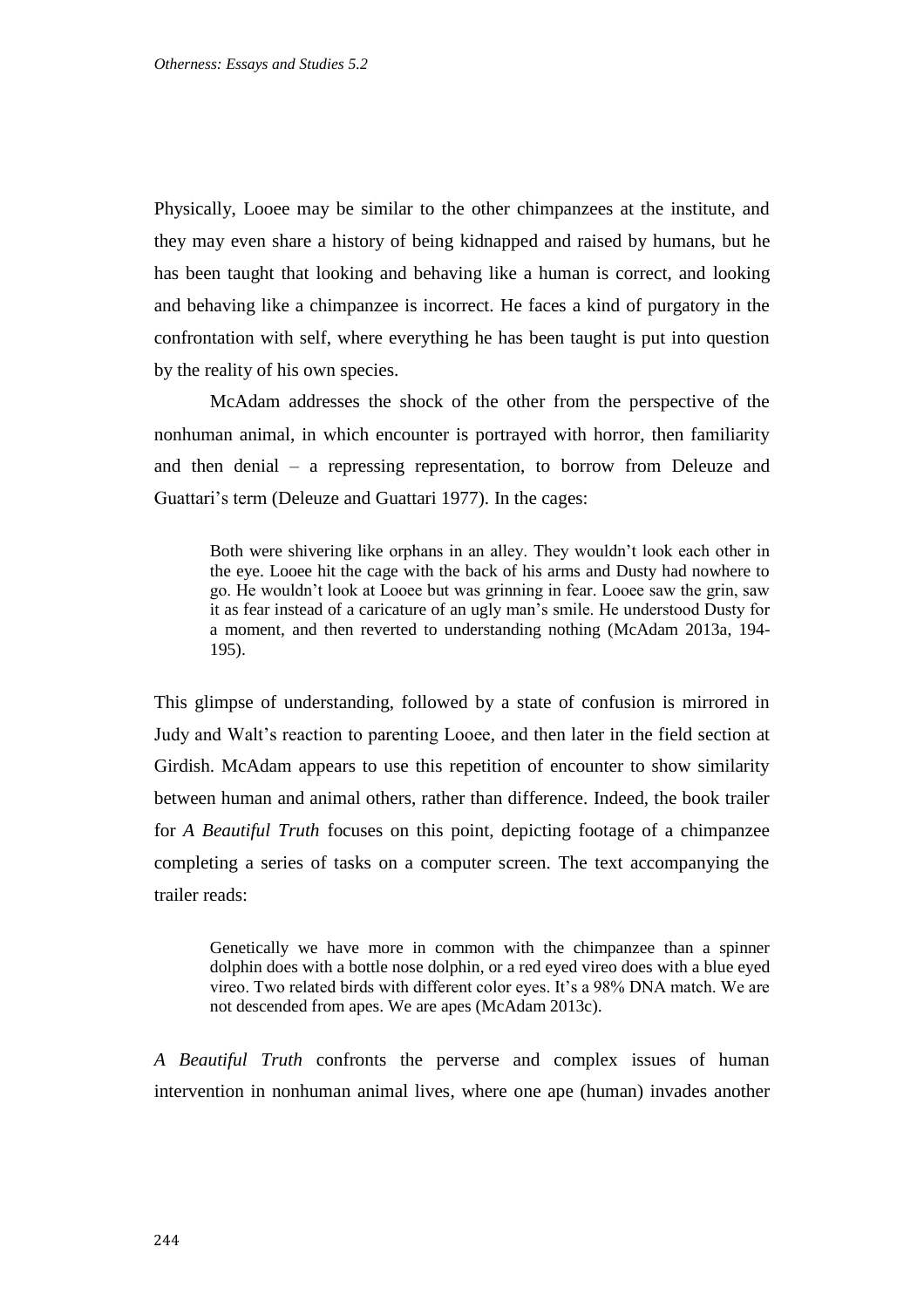Physically, Looee may be similar to the other chimpanzees at the institute, and they may even share a history of being kidnapped and raised by humans, but he has been taught that looking and behaving like a human is correct, and looking and behaving like a chimpanzee is incorrect. He faces a kind of purgatory in the confrontation with self, where everything he has been taught is put into question by the reality of his own species.

McAdam addresses the shock of the other from the perspective of the nonhuman animal, in which encounter is portrayed with horror, then familiarity and then denial – a repressing representation, to borrow from Deleuze and Guattari's term (Deleuze and Guattari 1977). In the cages:

> Both were shivering like orphans in an alley. They wouldn't look each other in the eye. Looee hit the cage with the back of his arms and Dusty had nowhere to go. He wouldn't look at Looee but was grinning in fear. Looee saw the grin, saw it as fear instead of a caricature of an ugly man's smile. He understood Dusty for a moment, and then reverted to understanding nothing (McAdam 2013a, 194-195).

This glimpse of understanding, followed by a state of confusion is mirrored in Judy and Walt's reaction to parenting Looee, and then later in the field section at Girdish. McAdam appears to use this repetition of encounter to show similarity between human and animal others, rather than difference. Indeed, the book trailer for *A Beautiful Truth* focuses on this point, depicting footage of a chimpanzee completing a series of tasks on a computer screen. The text accompanying the trailer reads:

> Genetically we have more in common with the chimpanzee than a spinner dolphin does with a bottle nose dolphin, or a red eyed vireo does with a blue eyed vireo. Two related birds with different color eyes. It's a 98% DNA match. We are not descended from apes. We are apes (McAdam 2013c).

*A Beautiful Truth* confronts the perverse and complex issues of human intervention in nonhuman animal lives, where one ape (human) invades another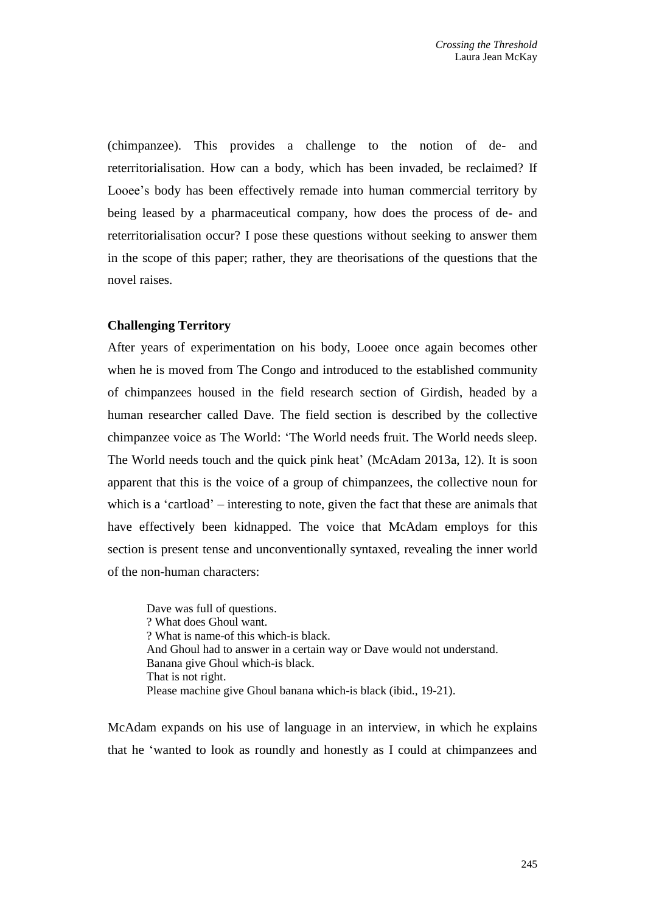(chimpanzee). This provides a challenge to the notion of de- and reterritorialisation. How can a body, which has been invaded, be reclaimed? If Looee's body has been effectively remade into human commercial territory by being leased by a pharmaceutical company, how does the process of de- and reterritorialisation occur? I pose these questions without seeking to answer them in the scope of this paper; rather, they are theorisations of the questions that the novel raises.

**Challenging Territory**

After years of experimentation on his body, Looee once again becomes other when he is moved from The Congo and introduced to the established community of chimpanzees housed in the field research section of Girdish, headed by a human researcher called Dave. The field section is described by the collective chimpanzee voice as The World: 'The World needs fruit. The World needs sleep. The World needs touch and the quick pink heat' (McAdam 2013a, 12). It is soon apparent that this is the voice of a group of chimpanzees, the collective noun for which is a 'cartload' – interesting to note, given the fact that these are animals that have effectively been kidnapped. The voice that McAdam employs for this section is present tense and unconventionally syntaxed, revealing the inner world of the non-human characters:

> Dave was full of questions.
> ? What does Ghoul want.
> ? What is name-of this which-is black.
> And Ghoul had to answer in a certain way or Dave would not understand.
> Banana give Ghoul which-is black.
> That is not right.
> Please machine give Ghoul banana which-is black (ibid., 19-21).

McAdam expands on his use of language in an interview, in which he explains that he 'wanted to look as roundly and honestly as I could at chimpanzees and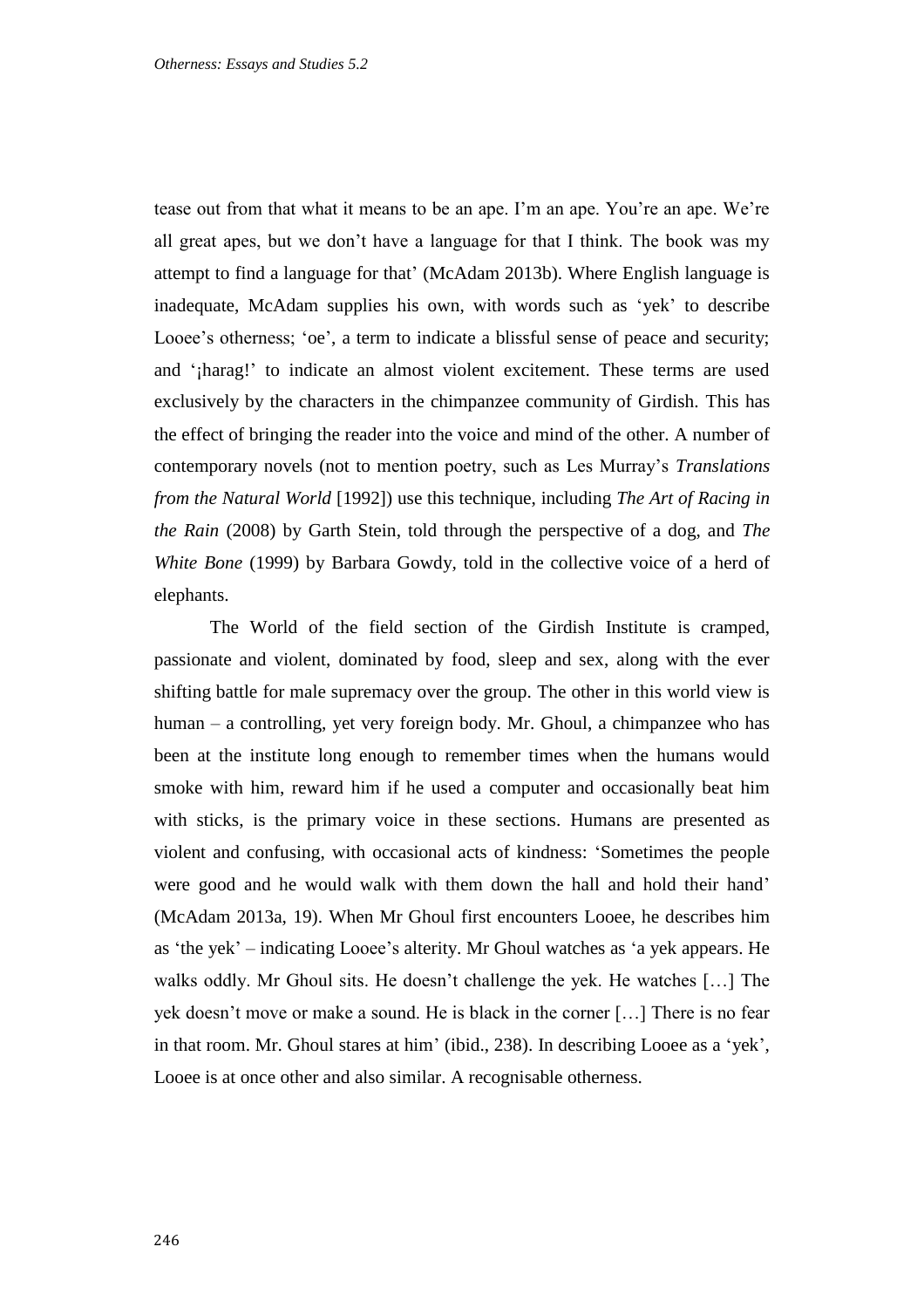tease out from that what it means to be an ape. I'm an ape. You're an ape. We're all great apes, but we don't have a language for that I think. The book was my attempt to find a language for that' (McAdam 2013b). Where English language is inadequate, McAdam supplies his own, with words such as 'yek' to describe Looee's otherness; 'oe', a term to indicate a blissful sense of peace and security; and '¡harag!' to indicate an almost violent excitement. These terms are used exclusively by the characters in the chimpanzee community of Girdish. This has the effect of bringing the reader into the voice and mind of the other. A number of contemporary novels (not to mention poetry, such as Les Murray's *Translations from the Natural World* [1992]) use this technique, including *The Art of Racing in the Rain* (2008) by Garth Stein, told through the perspective of a dog, and *The White Bone* (1999) by Barbara Gowdy, told in the collective voice of a herd of elephants.

The World of the field section of the Girdish Institute is cramped, passionate and violent, dominated by food, sleep and sex, along with the ever shifting battle for male supremacy over the group. The other in this world view is human – a controlling, yet very foreign body. Mr. Ghoul, a chimpanzee who has been at the institute long enough to remember times when the humans would smoke with him, reward him if he used a computer and occasionally beat him with sticks, is the primary voice in these sections. Humans are presented as violent and confusing, with occasional acts of kindness: 'Sometimes the people were good and he would walk with them down the hall and hold their hand' (McAdam 2013a, 19). When Mr Ghoul first encounters Looee, he describes him as 'the yek' – indicating Looee's alterity. Mr Ghoul watches as 'a yek appears. He walks oddly. Mr Ghoul sits. He doesn't challenge the yek. He watches […] The yek doesn't move or make a sound. He is black in the corner […] There is no fear in that room. Mr. Ghoul stares at him' (ibid., 238). In describing Looee as a 'yek', Looee is at once other and also similar. A recognisable otherness.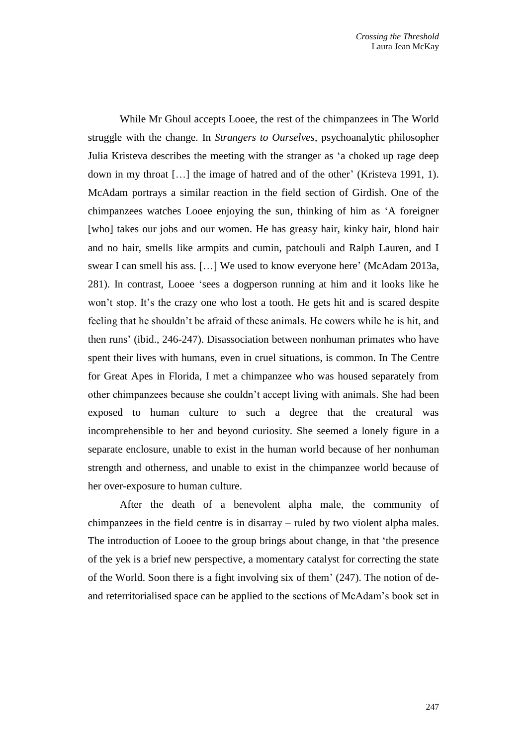While Mr Ghoul accepts Looee, the rest of the chimpanzees in The World struggle with the change. In *Strangers to Ourselves*, psychoanalytic philosopher Julia Kristeva describes the meeting with the stranger as 'a choked up rage deep down in my throat […] the image of hatred and of the other' (Kristeva 1991, 1). McAdam portrays a similar reaction in the field section of Girdish. One of the chimpanzees watches Looee enjoying the sun, thinking of him as 'A foreigner [who] takes our jobs and our women. He has greasy hair, kinky hair, blond hair and no hair, smells like armpits and cumin, patchouli and Ralph Lauren, and I swear I can smell his ass. […] We used to know everyone here' (McAdam 2013a, 281). In contrast, Looee 'sees a dogperson running at him and it looks like he won't stop. It's the crazy one who lost a tooth. He gets hit and is scared despite feeling that he shouldn't be afraid of these animals. He cowers while he is hit, and then runs' (ibid., 246-247). Disassociation between nonhuman primates who have spent their lives with humans, even in cruel situations, is common. In The Centre for Great Apes in Florida, I met a chimpanzee who was housed separately from other chimpanzees because she couldn't accept living with animals. She had been exposed to human culture to such a degree that the creatural was incomprehensible to her and beyond curiosity. She seemed a lonely figure in a separate enclosure, unable to exist in the human world because of her nonhuman strength and otherness, and unable to exist in the chimpanzee world because of her over-exposure to human culture.

After the death of a benevolent alpha male, the community of chimpanzees in the field centre is in disarray – ruled by two violent alpha males. The introduction of Looee to the group brings about change, in that 'the presence of the yek is a brief new perspective, a momentary catalyst for correcting the state of the World. Soon there is a fight involving six of them' (247). The notion of de- and reterritorialised space can be applied to the sections of McAdam's book set in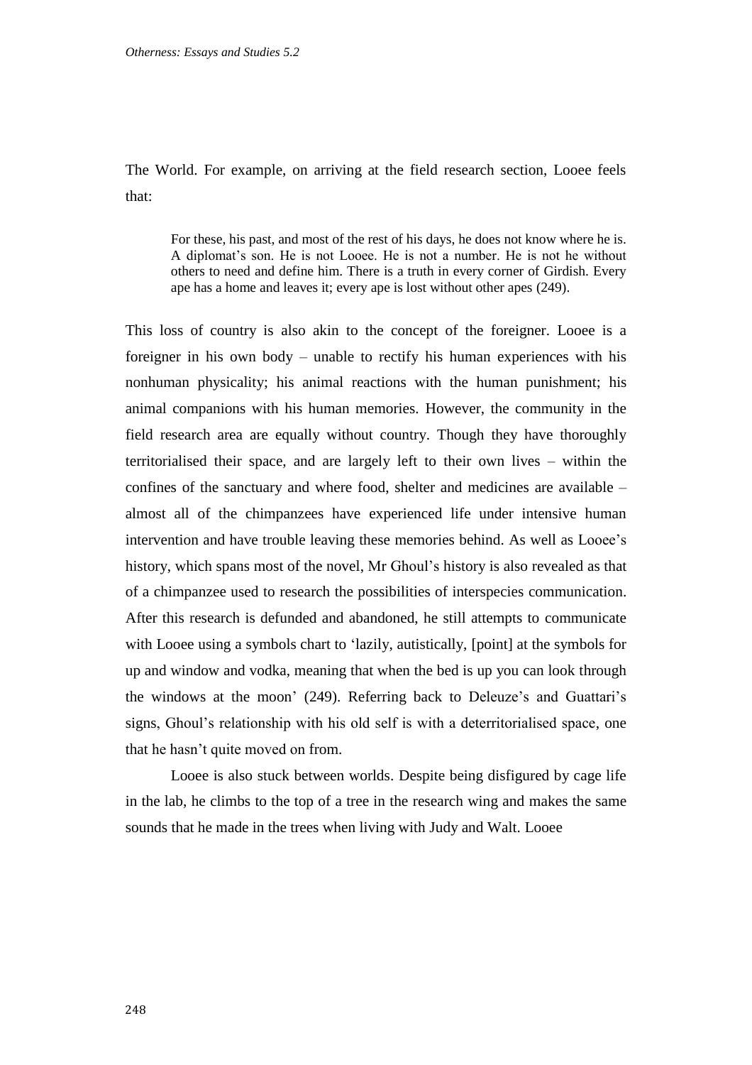The World. For example, on arriving at the field research section, Looee feels that:

> For these, his past, and most of the rest of his days, he does not know where he is. A diplomat's son. He is not Looee. He is not a number. He is not he without others to need and define him. There is a truth in every corner of Girdish. Every ape has a home and leaves it; every ape is lost without other apes (249).

This loss of country is also akin to the concept of the foreigner. Looee is a foreigner in his own body – unable to rectify his human experiences with his nonhuman physicality; his animal reactions with the human punishment; his animal companions with his human memories. However, the community in the field research area are equally without country. Though they have thoroughly territorialised their space, and are largely left to their own lives – within the confines of the sanctuary and where food, shelter and medicines are available – almost all of the chimpanzees have experienced life under intensive human intervention and have trouble leaving these memories behind. As well as Looee's history, which spans most of the novel, Mr Ghoul's history is also revealed as that of a chimpanzee used to research the possibilities of interspecies communication. After this research is defunded and abandoned, he still attempts to communicate with Looee using a symbols chart to 'lazily, autistically, [point] at the symbols for up and window and vodka, meaning that when the bed is up you can look through the windows at the moon' (249). Referring back to Deleuze's and Guattari's signs, Ghoul's relationship with his old self is with a deterritorialised space, one that he hasn't quite moved on from.

Looee is also stuck between worlds. Despite being disfigured by cage life in the lab, he climbs to the top of a tree in the research wing and makes the same sounds that he made in the trees when living with Judy and Walt. Looee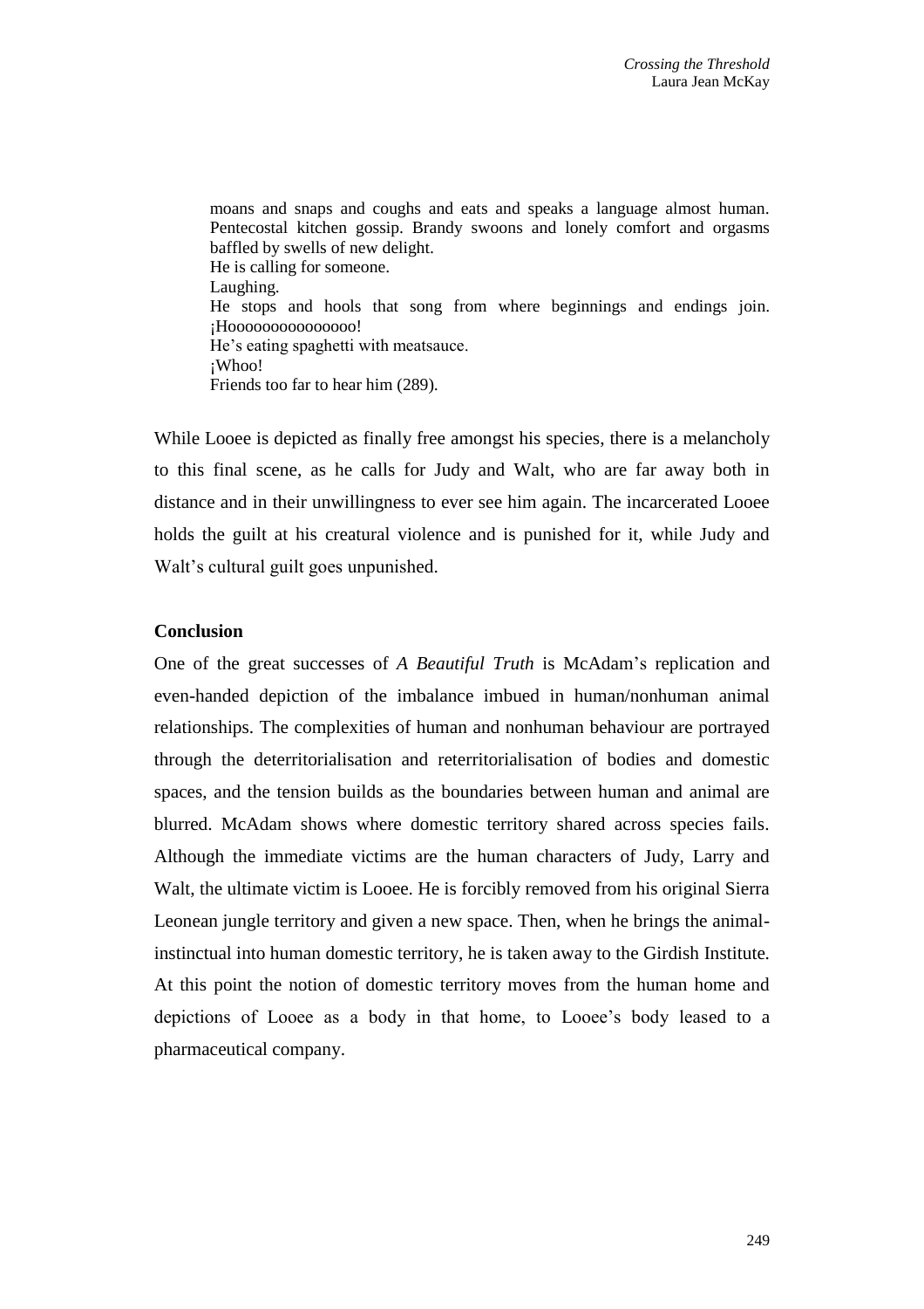> moans and snaps and coughs and eats and speaks a language almost human. Pentecostal kitchen gossip. Brandy swoons and lonely comfort and orgasms baffled by swells of new delight.
> He is calling for someone.
> Laughing.
> He stops and hools that song from where beginnings and endings join. ¡Hoooooooooooooooo!
> He's eating spaghetti with meatsauce.
> ¡Whoo!
> Friends too far to hear him (289).

While Looee is depicted as finally free amongst his species, there is a melancholy to this final scene, as he calls for Judy and Walt, who are far away both in distance and in their unwillingness to ever see him again. The incarcerated Looee holds the guilt at his creatural violence and is punished for it, while Judy and Walt's cultural guilt goes unpunished.

### Conclusion

One of the great successes of *A Beautiful Truth* is McAdam's replication and even-handed depiction of the imbalance imbued in human/nonhuman animal relationships. The complexities of human and nonhuman behaviour are portrayed through the deterritorialisation and reterritorialisation of bodies and domestic spaces, and the tension builds as the boundaries between human and animal are blurred. McAdam shows where domestic territory shared across species fails. Although the immediate victims are the human characters of Judy, Larry and Walt, the ultimate victim is Looee. He is forcibly removed from his original Sierra Leonean jungle territory and given a new space. Then, when he brings the animal-instinctual into human domestic territory, he is taken away to the Girdish Institute. At this point the notion of domestic territory moves from the human home and depictions of Looee as a body in that home, to Looee's body leased to a pharmaceutical company.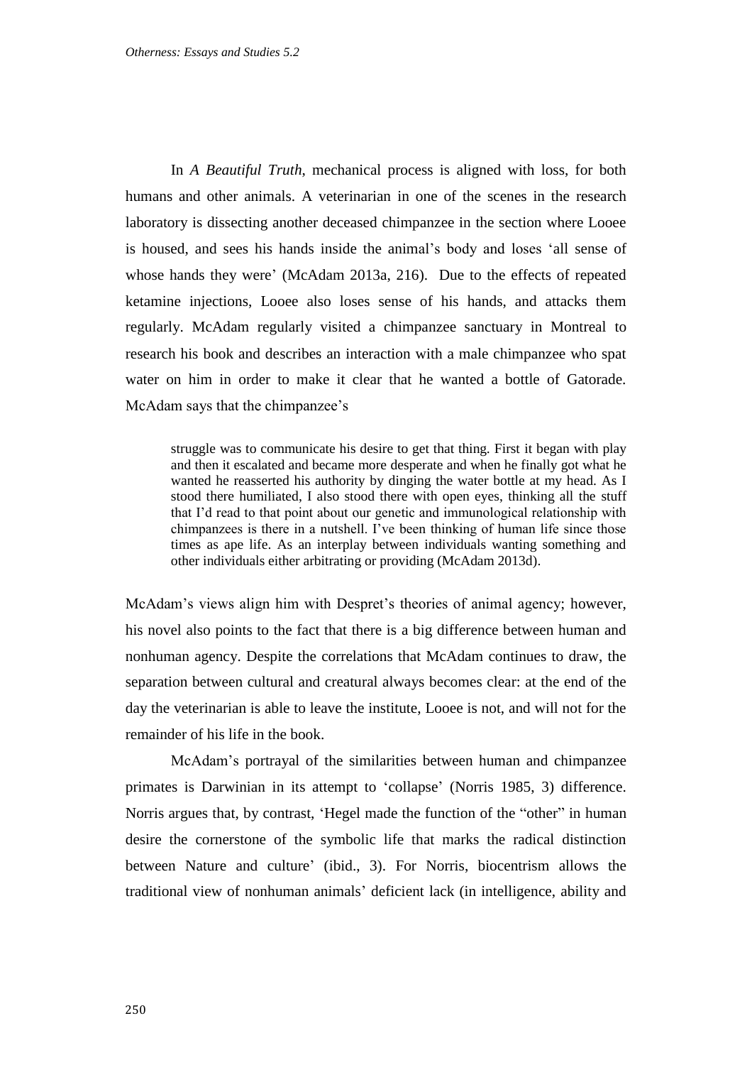In *A Beautiful Truth*, mechanical process is aligned with loss, for both humans and other animals. A veterinarian in one of the scenes in the research laboratory is dissecting another deceased chimpanzee in the section where Looee is housed, and sees his hands inside the animal's body and loses 'all sense of whose hands they were' (McAdam 2013a, 216). Due to the effects of repeated ketamine injections, Looee also loses sense of his hands, and attacks them regularly. McAdam regularly visited a chimpanzee sanctuary in Montreal to research his book and describes an interaction with a male chimpanzee who spat water on him in order to make it clear that he wanted a bottle of Gatorade. McAdam says that the chimpanzee's

> struggle was to communicate his desire to get that thing. First it began with play and then it escalated and became more desperate and when he finally got what he wanted he reasserted his authority by dinging the water bottle at my head. As I stood there humiliated, I also stood there with open eyes, thinking all the stuff that I'd read to that point about our genetic and immunological relationship with chimpanzees is there in a nutshell. I've been thinking of human life since those times as ape life. As an interplay between individuals wanting something and other individuals either arbitrating or providing (McAdam 2013d).

McAdam's views align him with Despret's theories of animal agency; however, his novel also points to the fact that there is a big difference between human and nonhuman agency. Despite the correlations that McAdam continues to draw, the separation between cultural and creatural always becomes clear: at the end of the day the veterinarian is able to leave the institute, Looee is not, and will not for the remainder of his life in the book.

McAdam's portrayal of the similarities between human and chimpanzee primates is Darwinian in its attempt to 'collapse' (Norris 1985, 3) difference. Norris argues that, by contrast, 'Hegel made the function of the "other" in human desire the cornerstone of the symbolic life that marks the radical distinction between Nature and culture' (ibid., 3). For Norris, biocentrism allows the traditional view of nonhuman animals' deficient lack (in intelligence, ability and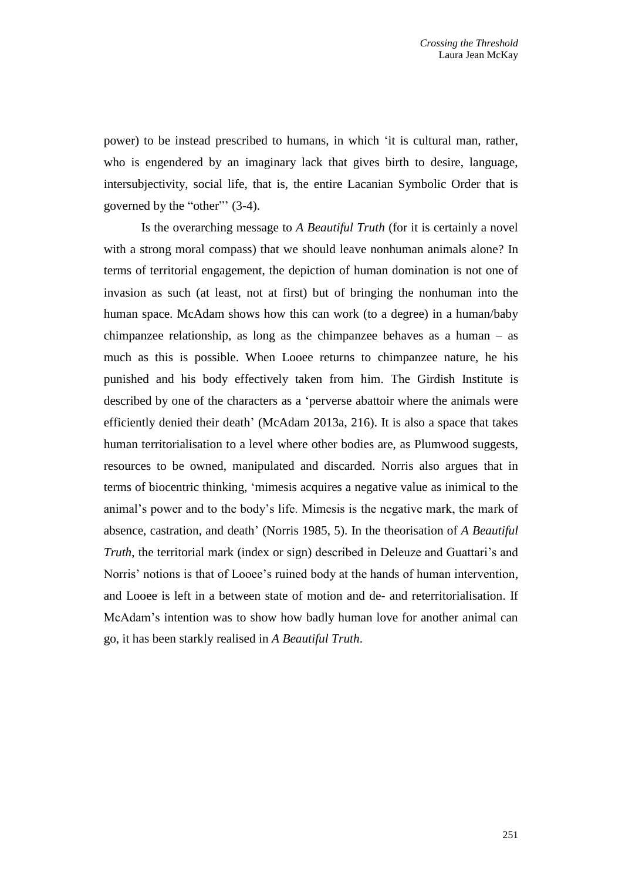power) to be instead prescribed to humans, in which 'it is cultural man, rather, who is engendered by an imaginary lack that gives birth to desire, language, intersubjectivity, social life, that is, the entire Lacanian Symbolic Order that is governed by the "other"' (3-4).

Is the overarching message to *A Beautiful Truth* (for it is certainly a novel with a strong moral compass) that we should leave nonhuman animals alone? In terms of territorial engagement, the depiction of human domination is not one of invasion as such (at least, not at first) but of bringing the nonhuman into the human space. McAdam shows how this can work (to a degree) in a human/baby chimpanzee relationship, as long as the chimpanzee behaves as a human – as much as this is possible. When Looee returns to chimpanzee nature, he his punished and his body effectively taken from him. The Girdish Institute is described by one of the characters as a 'perverse abattoir where the animals were efficiently denied their death' (McAdam 2013a, 216). It is also a space that takes human territorialisation to a level where other bodies are, as Plumwood suggests, resources to be owned, manipulated and discarded. Norris also argues that in terms of biocentric thinking, 'mimesis acquires a negative value as inimical to the animal's power and to the body's life. Mimesis is the negative mark, the mark of absence, castration, and death' (Norris 1985, 5). In the theorisation of *A Beautiful Truth*, the territorial mark (index or sign) described in Deleuze and Guattari's and Norris' notions is that of Looee's ruined body at the hands of human intervention, and Looee is left in a between state of motion and de- and reterritorialisation. If McAdam's intention was to show how badly human love for another animal can go, it has been starkly realised in *A Beautiful Truth*.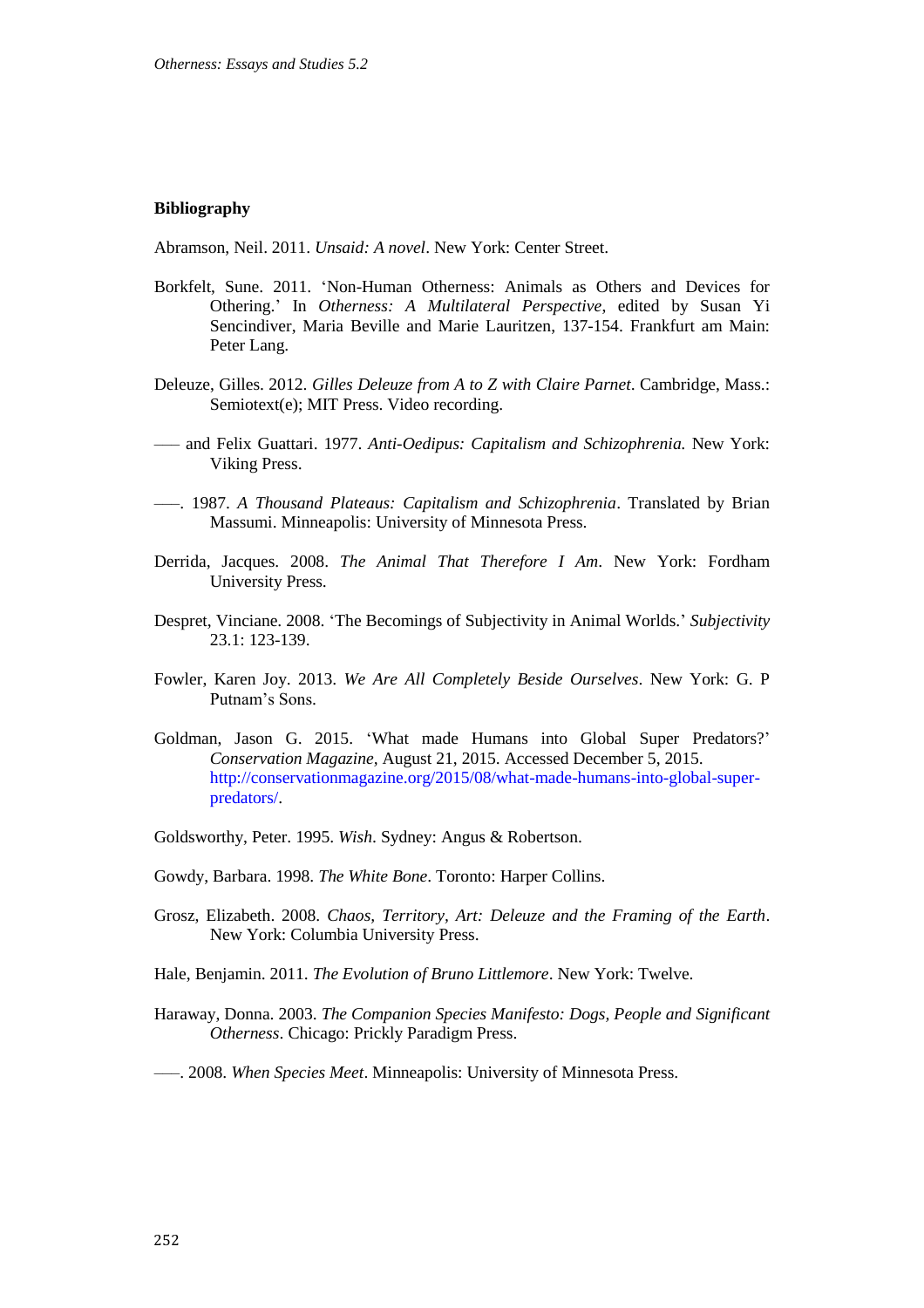**Bibliography**

Abramson, Neil. 2011. *Unsaid: A novel*. New York: Center Street.

Borkfelt, Sune. 2011. 'Non-Human Otherness: Animals as Others and Devices for Othering.' In *Otherness: A Multilateral Perspective*, edited by Susan Yi Sencindiver, Maria Beville and Marie Lauritzen, 137-154. Frankfurt am Main: Peter Lang.

Deleuze, Gilles. 2012. *Gilles Deleuze from A to Z with Claire Parnet*. Cambridge, Mass.: Semiotext(e); MIT Press. Video recording.

—— and Felix Guattari. 1977. *Anti-Oedipus: Capitalism and Schizophrenia.* New York: Viking Press.

——. 1987. *A Thousand Plateaus: Capitalism and Schizophrenia*. Translated by Brian Massumi. Minneapolis: University of Minnesota Press.

Derrida, Jacques. 2008. *The Animal That Therefore I Am*. New York: Fordham University Press.

Despret, Vinciane. 2008. 'The Becomings of Subjectivity in Animal Worlds.' *Subjectivity* 23.1: 123-139.

Fowler, Karen Joy. 2013. *We Are All Completely Beside Ourselves*. New York: G. P Putnam's Sons.

Goldman, Jason G. 2015. 'What made Humans into Global Super Predators?' *Conservation Magazine*, August 21, 2015. Accessed December 5, 2015. http://conservationmagazine.org/2015/08/what-made-humans-into-global-super-predators/.

Goldsworthy, Peter. 1995. *Wish*. Sydney: Angus & Robertson.

Gowdy, Barbara. 1998. *The White Bone*. Toronto: Harper Collins.

Grosz, Elizabeth. 2008. *Chaos, Territory, Art: Deleuze and the Framing of the Earth*. New York: Columbia University Press.

Hale, Benjamin. 2011. *The Evolution of Bruno Littlemore*. New York: Twelve.

Haraway, Donna. 2003. *The Companion Species Manifesto: Dogs, People and Significant Otherness*. Chicago: Prickly Paradigm Press.

——. 2008. *When Species Meet*. Minneapolis: University of Minnesota Press.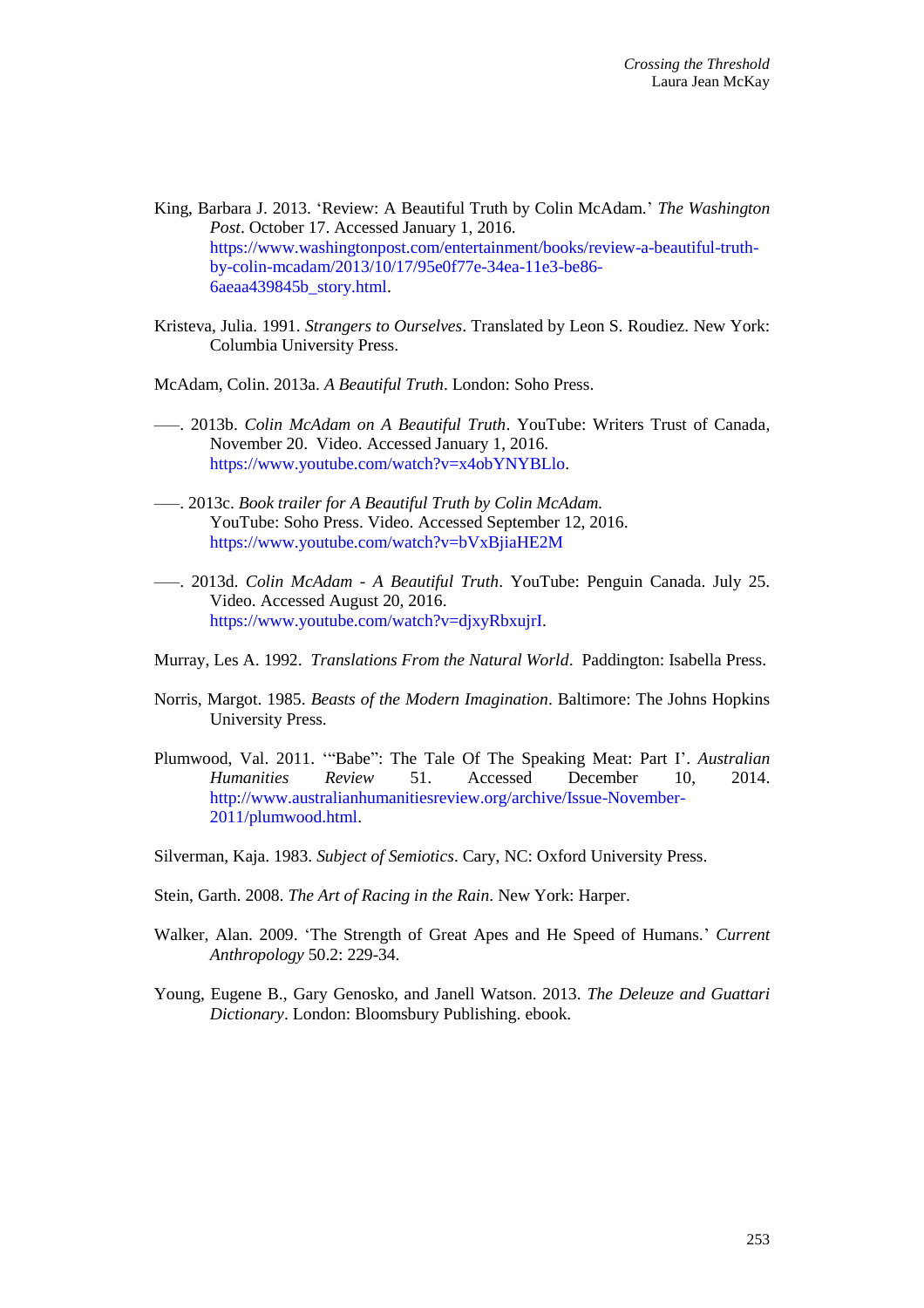King, Barbara J. 2013. 'Review: A Beautiful Truth by Colin McAdam.' *The Washington Post*. October 17. Accessed January 1, 2016. https://www.washingtonpost.com/entertainment/books/review-a-beautiful-truth-by-colin-mcadam/2013/10/17/95e0f77e-34ea-11e3-be86-6aeaa439845b_story.html.

Kristeva, Julia. 1991. *Strangers to Ourselves*. Translated by Leon S. Roudiez. New York: Columbia University Press.

McAdam, Colin. 2013a. *A Beautiful Truth*. London: Soho Press.

——. 2013b. *Colin McAdam on A Beautiful Truth*. YouTube: Writers Trust of Canada, November 20. Video. Accessed January 1, 2016. https://www.youtube.com/watch?v=x4obYNYBLlo.

——. 2013c. *Book trailer for A Beautiful Truth by Colin McAdam.* YouTube: Soho Press. Video. Accessed September 12, 2016. https://www.youtube.com/watch?v=bVxBjiaHE2M

——. 2013d. *Colin McAdam - A Beautiful Truth*. YouTube: Penguin Canada. July 25. Video. Accessed August 20, 2016. https://www.youtube.com/watch?v=djxyRbxujrI.

Murray, Les A. 1992. *Translations From the Natural World*. Paddington: Isabella Press.

Norris, Margot. 1985. *Beasts of the Modern Imagination*. Baltimore: The Johns Hopkins University Press.

Plumwood, Val. 2011. '"Babe": The Tale Of The Speaking Meat: Part I'. *Australian Humanities Review* 51. Accessed December 10, 2014. http://www.australianhumanitiesreview.org/archive/Issue-November-2011/plumwood.html.

Silverman, Kaja. 1983. *Subject of Semiotics*. Cary, NC: Oxford University Press.

Stein, Garth. 2008. *The Art of Racing in the Rain*. New York: Harper.

Walker, Alan. 2009. 'The Strength of Great Apes and He Speed of Humans.' *Current Anthropology* 50.2: 229-34.

Young, Eugene B., Gary Genosko, and Janell Watson. 2013. *The Deleuze and Guattari Dictionary*. London: Bloomsbury Publishing. ebook.